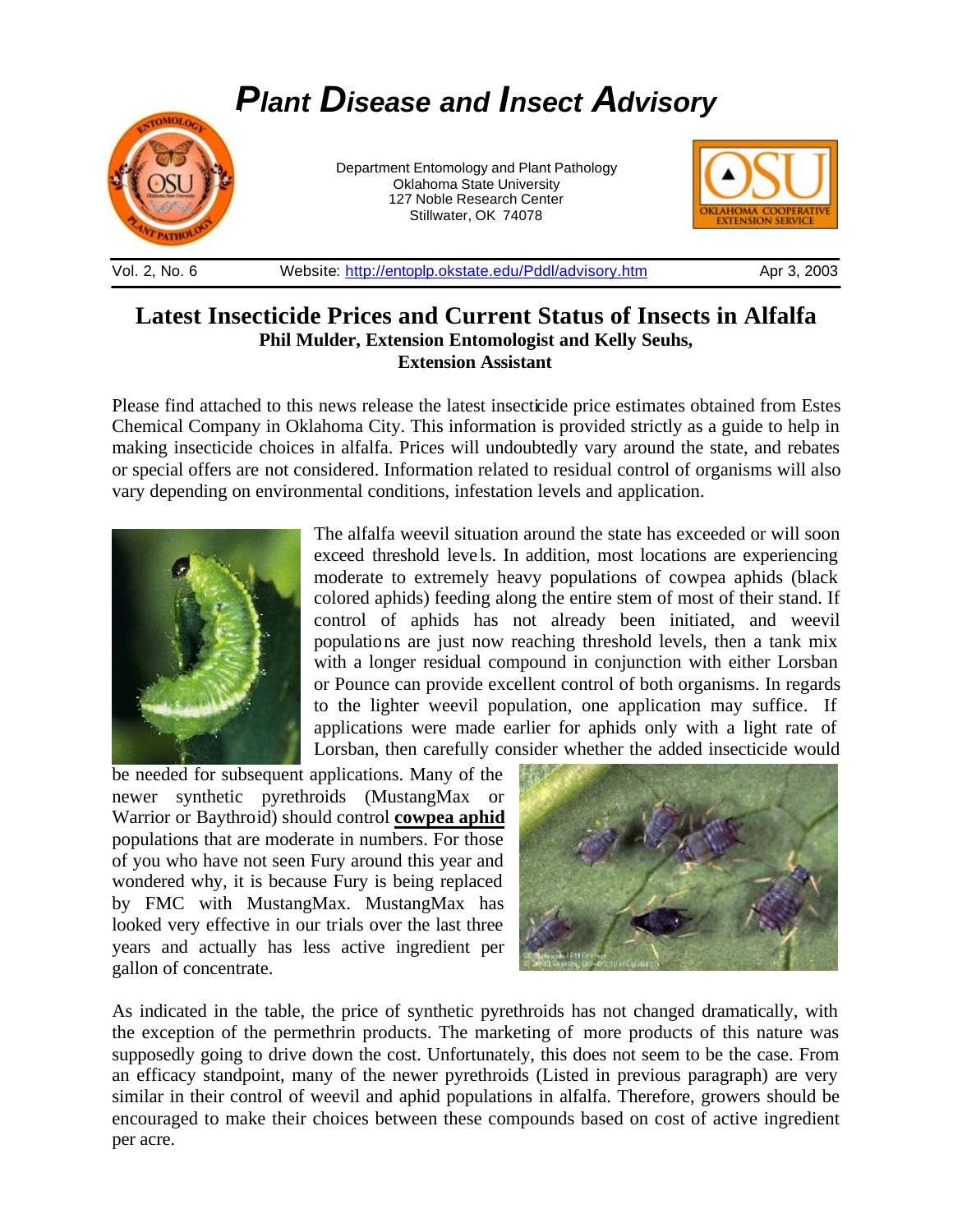# *Plant Disease and Insect Advisory*

Department Entomology and Plant Pathology
Oklahoma State University
127 Noble Research Center
Stillwater, OK 74078

Vol. 2, No. 6 | Website: http://entoplp.okstate.edu/Pddl/advisory.htm | Apr 3, 2003

## Latest Insecticide Prices and Current Status of Insects in Alfalfa

**Phil Mulder, Extension Entomologist and Kelly Seuhs, Extension Assistant**

Please find attached to this news release the latest insecticide price estimates obtained from Estes Chemical Company in Oklahoma City. This information is provided strictly as a guide to help in making insecticide choices in alfalfa. Prices will undoubtedly vary around the state, and rebates or special offers are not considered. Information related to residual control of organisms will also vary depending on environmental conditions, infestation levels and application.

The alfalfa weevil situation around the state has exceeded or will soon exceed threshold levels. In addition, most locations are experiencing moderate to extremely heavy populations of cowpea aphids (black colored aphids) feeding along the entire stem of most of their stand. If control of aphids has not already been initiated, and weevil populations are just now reaching threshold levels, then a tank mix with a longer residual compound in conjunction with either Lorsban or Pounce can provide excellent control of both organisms. In regards to the lighter weevil population, one application may suffice. If applications were made earlier for aphids only with a light rate of Lorsban, then carefully consider whether the added insecticide would be needed for subsequent applications. Many of the newer synthetic pyrethroids (MustangMax or Warrior or Baythroid) should control **cowpea aphid** populations that are moderate in numbers. For those of you who have not seen Fury around this year and wondered why, it is because Fury is being replaced by FMC with MustangMax. MustangMax has looked very effective in our trials over the last three years and actually has less active ingredient per gallon of concentrate.

As indicated in the table, the price of synthetic pyrethroids has not changed dramatically, with the exception of the permethrin products. The marketing of more products of this nature was supposedly going to drive down the cost. Unfortunately, this does not seem to be the case. From an efficacy standpoint, many of the newer pyrethroids (Listed in previous paragraph) are very similar in their control of weevil and aphid populations in alfalfa. Therefore, growers should be encouraged to make their choices between these compounds based on cost of active ingredient per acre.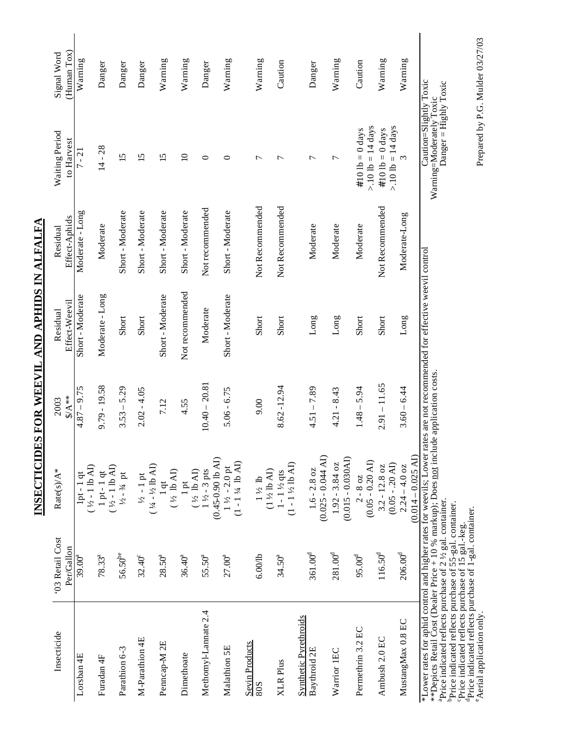# INSECTICIDES FOR WEEVIL AND APHIDS IN ALFALFA

| Insecticide | '03 Retail Cost Per/Gallon | Rate(s)/A* | 2003 $/A** | Residual Effect-Weevil | Residual Effect-Aphids | Waiting Period to Harvest | Signal Word (Human Tox) |
|---|---|---|---|---|---|---|---|
| Lorsban 4E | 39.00[a] | 1pt - 1 qt (½ - 1 lb AI) | 4.87 – 9.75 | Short - Moderate | Moderate - Long | 7 - 21 | Warning |
| Furadan 4F | 78.33[a] | 1 pt - 1 qt (½ - 1 lb AI) | 9.79 - 19.58 | Moderate - Long | Moderate | 14 - 28 | Danger |
| Parathion 6-3 | 56.50[be] | ½ - ¾ pt | 3.53 – 5.29 | Short | Short - Moderate | 15 | Danger |
| M-Parathion 4E | 32.40[c] | ½ - 1 pt (¼ - ½ lb AI) | 2.02 - 4.05 | Short | Short - Moderate | 15 | Danger |
| Penncap-M 2E | 28.50[a] | 1 qt (½ lb AI) | 7.12 | Short - Moderate | Short - Moderate | 15 | Warning |
| Dimethoate | 36.40[a] | 1 pt (½ lb AI) | 4.55 | Not recommended | Short - Moderate | 10 | Warning |
| Methomyl-Lannate 2.4 | 55.50[a] | 1 ½ - 3 pts (0.45-0.90 lb AI) | 10.40 – 20.81 | Moderate | Not recommended | 0 | Danger |
| Malathion 5E | 27.00[a] | 1 ½ - 2.0 pt (1 - 1 ¼ lb AI) | 5.06 - 6.75 | Short - Moderate | Short - Moderate | 0 | Warning |
| Sevin Products | | | | | | | |
| 80S | 6.00/lb | 1 ½ lb (1 ½ lb AI) | 9.00 | Short | Not Recommended | 7 | Warning |
| XLR Plus | 34.50[a] | 1 - 1 ½ qts (1 - 1 ½ lb AI) | 8.62 -12.94 | Short | Not Recommended | 7 | Caution |
| Synthetic Pyrethroids | | | | | | | |
| Baythroid 2E | 361.00[d] | 1.6 - 2.8 oz (0.025 - 0.044 AI) | 4.51 – 7.89 | Long | Moderate | 7 | Danger |
| Warrior 1EC | 281.00[d] | 1.92 - 3.84 oz (0.015 - 0.030AI) | 4.21 - 8.43 | Long | Moderate | 7 | Warning |
| Permethrin 3.2 EC | 95.00[d] | 2 - 8 oz (0.05 - 0.20 AI) | 1.48 – 5.94 | Short | Moderate | #10 lb = 0 days >.10 lb = 14 days | Caution |
| Ambush 2.0 EC | 116.50[d] | 3.2 - 12.8 oz (0.05 - .20 AI) | 2.91 – 11.65 | Short | Not Recommended | #10 lb = 0 days >.10 lb = 14 days | Warning |
| MustangMax 0.8 EC | 206.00[d] | 2.24 – 4.0 oz (0.014 – 0.025 AI) | 3.60 – 6.44 | Long | Moderate-Long | 3 | Warning |

*Lower rates for aphid control and higher rates for weevils; Lower rates are not recommended for effective weevil control

**Depicts Retail Cost (Dealer Price + 10 % markup); Does not include application costs.

[a]Price indicated reflects purchase of 2 ½ gal. container.

[b]Price indicated reflects purchase of 55-gal. container.

[c]Price indicated reflects purchase of 15 gal.-keg.

[d]Price indicated reflects purchase of 1-gal. container.

[e]Aerial application only.

Caution=Slightly Toxic
Warning=Moderately Toxic
Danger = Highly Toxic

Prepared by P.G. Mulder 03/27/03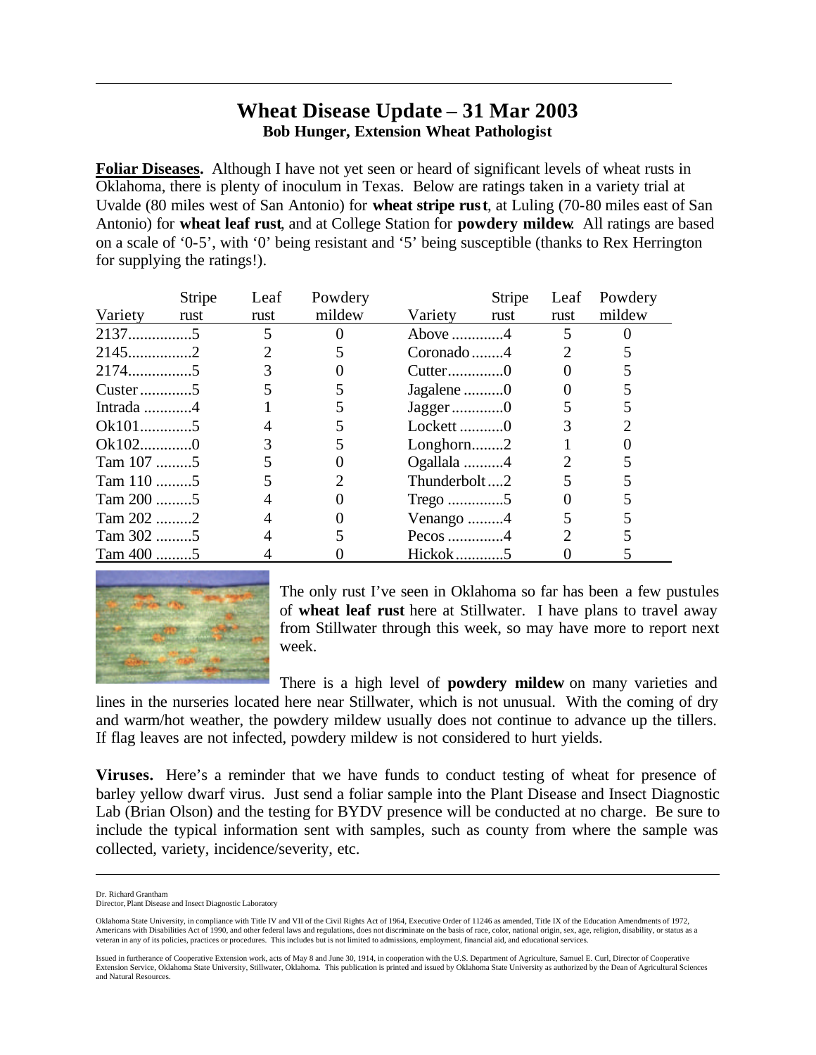# Wheat Disease Update – 31 Mar 2003

**Bob Hunger, Extension Wheat Pathologist**

**Foliar Diseases.** Although I have not yet seen or heard of significant levels of wheat rusts in Oklahoma, there is plenty of inoculum in Texas. Below are ratings taken in a variety trial at Uvalde (80 miles west of San Antonio) for **wheat stripe rust**, at Luling (70-80 miles east of San Antonio) for **wheat leaf rust**, and at College Station for **powdery mildew**. All ratings are based on a scale of '0-5', with '0' being resistant and '5' being susceptible (thanks to Rex Herrington for supplying the ratings!).

| Variety | Stripe rust | Leaf rust | Powdery mildew | Variety | Stripe rust | Leaf rust | Powdery mildew |
|---|---|---|---|---|---|---|---|
| 2137 | 5 | 5 | 0 | Above | 4 | 5 | 0 |
| 2145 | 2 | 2 | 5 | Coronado | 4 | 2 | 5 |
| 2174 | 5 | 3 | 0 | Cutter | 0 | 0 | 5 |
| Custer | 5 | 5 | 5 | Jagalene | 0 | 0 | 5 |
| Intrada | 4 | 1 | 5 | Jagger | 0 | 5 | 5 |
| Ok101 | 5 | 4 | 5 | Lockett | 0 | 3 | 2 |
| Ok102 | 0 | 3 | 5 | Longhorn | 2 | 1 | 0 |
| Tam 107 | 5 | 5 | 0 | Ogallala | 4 | 2 | 5 |
| Tam 110 | 5 | 5 | 2 | Thunderbolt | 2 | 5 | 5 |
| Tam 200 | 5 | 4 | 0 | Trego | 5 | 0 | 5 |
| Tam 202 | 2 | 4 | 0 | Venango | 4 | 5 | 5 |
| Tam 302 | 5 | 4 | 5 | Pecos | 4 | 2 | 5 |
| Tam 400 | 5 | 4 | 0 | Hickok | 5 | 0 | 5 |

The only rust I've seen in Oklahoma so far has been a few pustules of **wheat leaf rust** here at Stillwater. I have plans to travel away from Stillwater through this week, so may have more to report next week.

There is a high level of **powdery mildew** on many varieties and lines in the nurseries located here near Stillwater, which is not unusual. With the coming of dry and warm/hot weather, the powdery mildew usually does not continue to advance up the tillers. If flag leaves are not infected, powdery mildew is not considered to hurt yields.

**Viruses.** Here's a reminder that we have funds to conduct testing of wheat for presence of barley yellow dwarf virus. Just send a foliar sample into the Plant Disease and Insect Diagnostic Lab (Brian Olson) and the testing for BYDV presence will be conducted at no charge. Be sure to include the typical information sent with samples, such as county from where the sample was collected, variety, incidence/severity, etc.

Dr. Richard Grantham
Director, Plant Disease and Insect Diagnostic Laboratory

Oklahoma State University, in compliance with Title IV and VII of the Civil Rights Act of 1964, Executive Order of 11246 as amended, Title IX of the Education Amendments of 1972, Americans with Disabilities Act of 1990, and other federal laws and regulations, does not discriminate on the basis of race, color, national origin, sex, age, religion, disability, or status as a veteran in any of its policies, practices or procedures. This includes but is not limited to admissions, employment, financial aid, and educational services.

Issued in furtherance of Cooperative Extension work, acts of May 8 and June 30, 1914, in cooperation with the U.S. Department of Agriculture, Samuel E. Curl, Director of Cooperative Extension Service, Oklahoma State University, Stillwater, Oklahoma. This publication is printed and issued by Oklahoma State University as authorized by the Dean of Agricultural Sciences and Natural Resources.